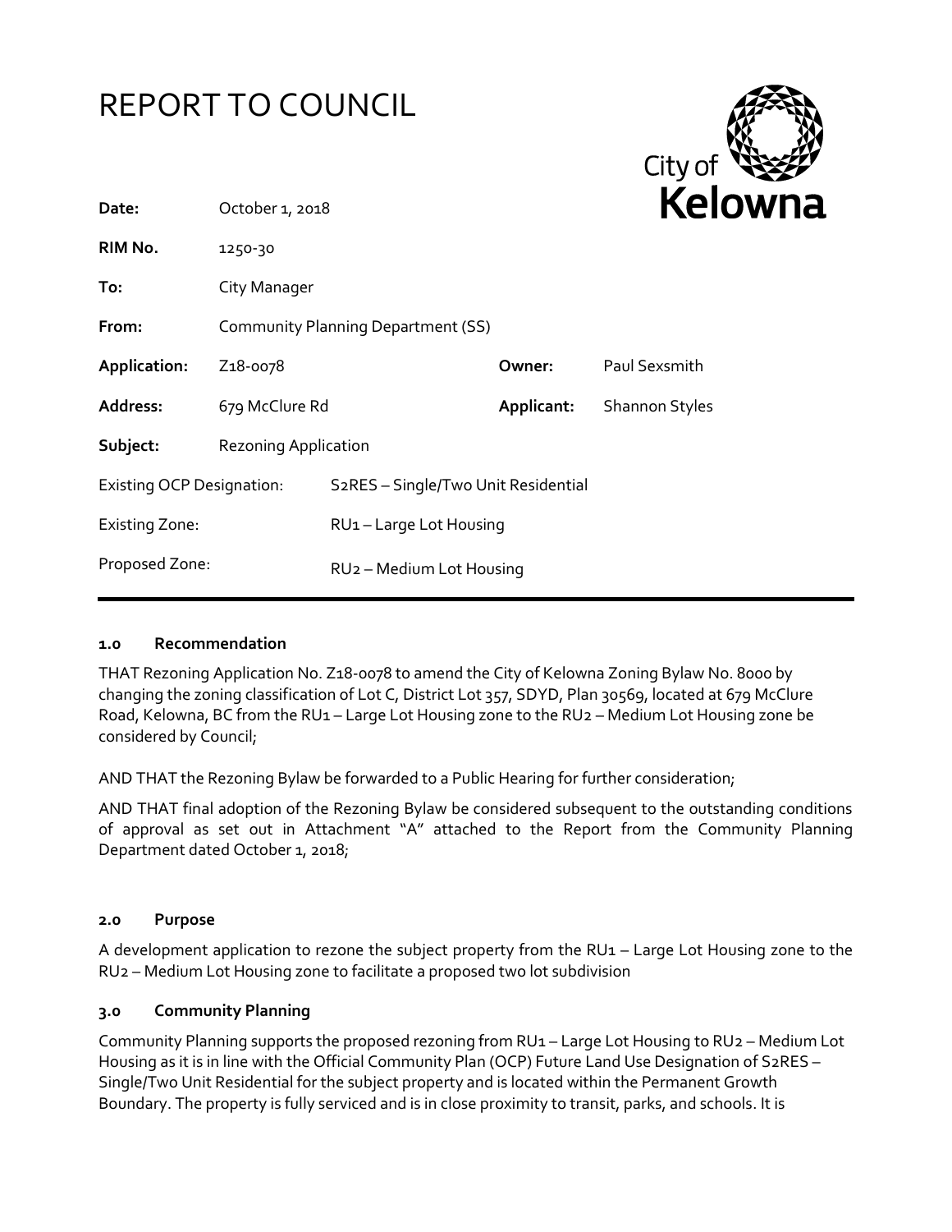# REPORT TO COUNCIL

| | | | |
|---|---|---|---|
| **Date:** | October 1, 2018 | | |
| **RIM No.** | 1250-30 | | |
| **To:** | City Manager | | |
| **From:** | Community Planning Department (SS) | | |
| **Application:** | Z18-0078 | **Owner:** | Paul Sexsmith |
| **Address:** | 679 McClure Rd | **Applicant:** | Shannon Styles |
| **Subject:** | Rezoning Application | | |
| Existing OCP Designation: | S2RES – Single/Two Unit Residential | | |
| Existing Zone: | RU1 – Large Lot Housing | | |
| Proposed Zone: | RU2 – Medium Lot Housing | | |

## 1.0 Recommendation

THAT Rezoning Application No. Z18-0078 to amend the City of Kelowna Zoning Bylaw No. 8000 by changing the zoning classification of Lot C, District Lot 357, SDYD, Plan 30569, located at 679 McClure Road, Kelowna, BC from the RU1 – Large Lot Housing zone to the RU2 – Medium Lot Housing zone be considered by Council;

AND THAT the Rezoning Bylaw be forwarded to a Public Hearing for further consideration;

AND THAT final adoption of the Rezoning Bylaw be considered subsequent to the outstanding conditions of approval as set out in Attachment "A" attached to the Report from the Community Planning Department dated October 1, 2018;

## 2.0 Purpose

A development application to rezone the subject property from the RU1 – Large Lot Housing zone to the RU2 – Medium Lot Housing zone to facilitate a proposed two lot subdivision

## 3.0 Community Planning

Community Planning supports the proposed rezoning from RU1 – Large Lot Housing to RU2 – Medium Lot Housing as it is in line with the Official Community Plan (OCP) Future Land Use Designation of S2RES – Single/Two Unit Residential for the subject property and is located within the Permanent Growth Boundary. The property is fully serviced and is in close proximity to transit, parks, and schools. It is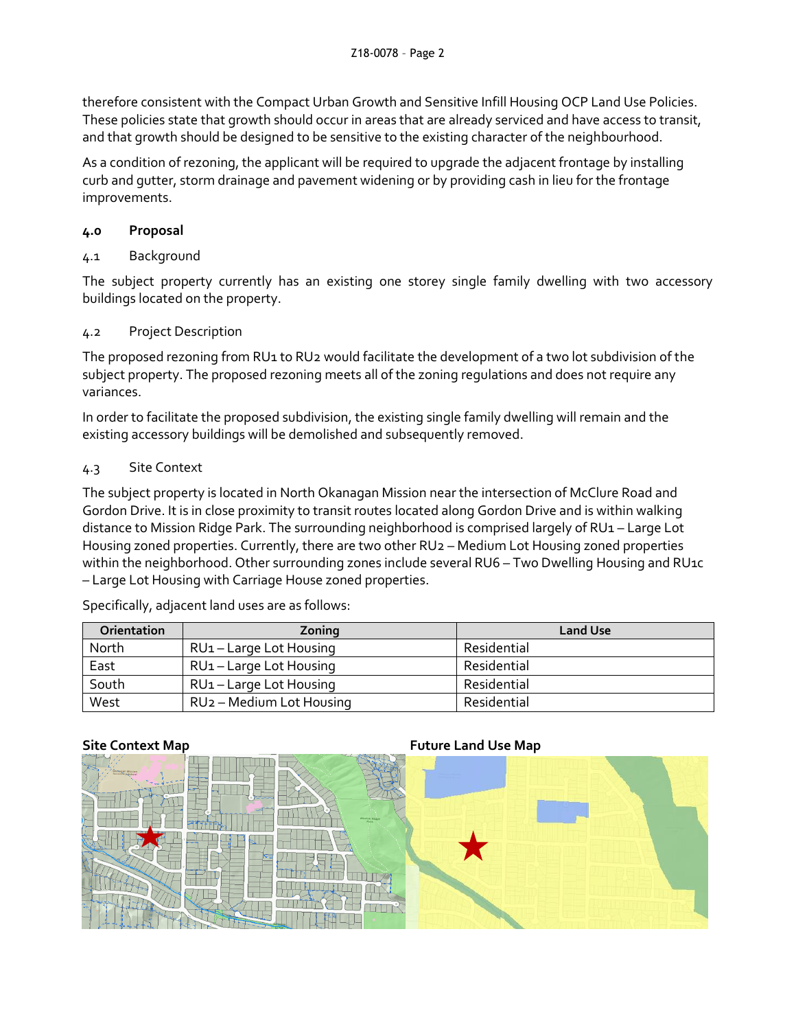therefore consistent with the Compact Urban Growth and Sensitive Infill Housing OCP Land Use Policies. These policies state that growth should occur in areas that are already serviced and have access to transit, and that growth should be designed to be sensitive to the existing character of the neighbourhood.

As a condition of rezoning, the applicant will be required to upgrade the adjacent frontage by installing curb and gutter, storm drainage and pavement widening or by providing cash in lieu for the frontage improvements.

## 4.0 Proposal

### 4.1 Background

The subject property currently has an existing one storey single family dwelling with two accessory buildings located on the property.

### 4.2 Project Description

The proposed rezoning from RU1 to RU2 would facilitate the development of a two lot subdivision of the subject property. The proposed rezoning meets all of the zoning regulations and does not require any variances.

In order to facilitate the proposed subdivision, the existing single family dwelling will remain and the existing accessory buildings will be demolished and subsequently removed.

### 4.3 Site Context

The subject property is located in North Okanagan Mission near the intersection of McClure Road and Gordon Drive. It is in close proximity to transit routes located along Gordon Drive and is within walking distance to Mission Ridge Park. The surrounding neighborhood is comprised largely of RU1 – Large Lot Housing zoned properties. Currently, there are two other RU2 – Medium Lot Housing zoned properties within the neighborhood. Other surrounding zones include several RU6 – Two Dwelling Housing and RU1c – Large Lot Housing with Carriage House zoned properties.

Specifically, adjacent land uses are as follows:

| Orientation | Zoning | Land Use |
|---|---|---|
| North | RU1 – Large Lot Housing | Residential |
| East | RU1 – Large Lot Housing | Residential |
| South | RU1 – Large Lot Housing | Residential |
| West | RU2 – Medium Lot Housing | Residential |

**Site Context Map**

**Future Land Use Map**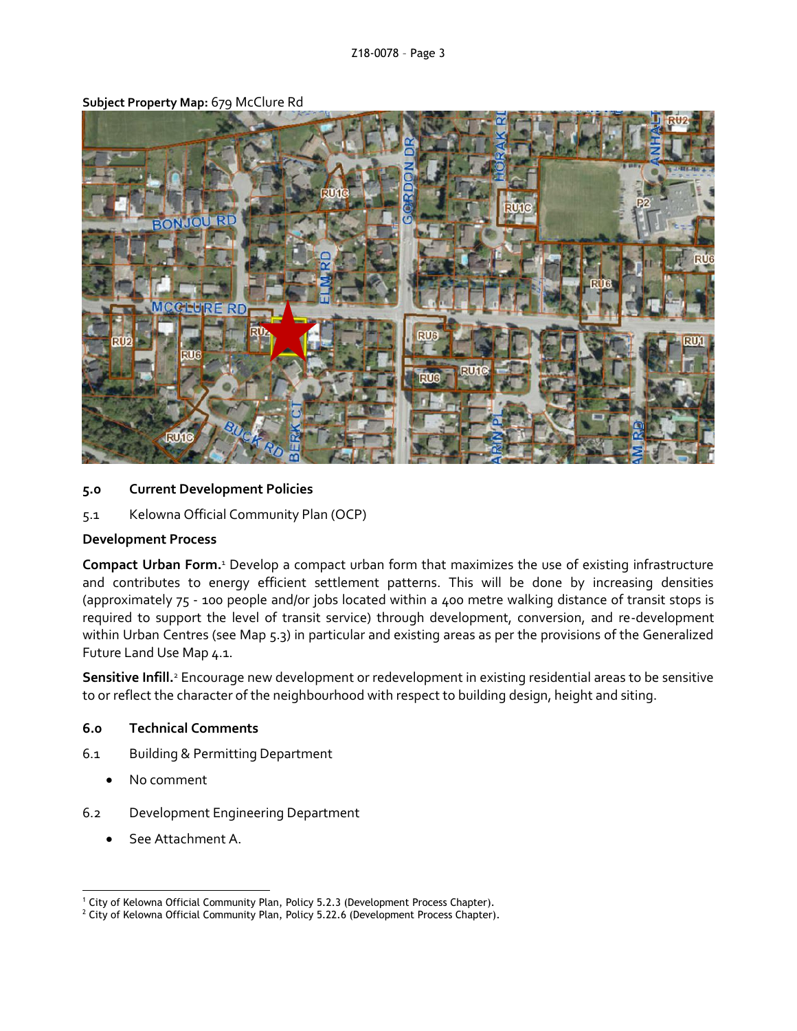**Subject Property Map:** 679 McClure Rd

## 5.0 Current Development Policies

5.1 Kelowna Official Community Plan (OCP)

**Development Process**

**Compact Urban Form.**[1] Develop a compact urban form that maximizes the use of existing infrastructure and contributes to energy efficient settlement patterns. This will be done by increasing densities (approximately 75 - 100 people and/or jobs located within a 400 metre walking distance of transit stops is required to support the level of transit service) through development, conversion, and re-development within Urban Centres (see Map 5.3) in particular and existing areas as per the provisions of the Generalized Future Land Use Map 4.1.

**Sensitive Infill.**[2] Encourage new development or redevelopment in existing residential areas to be sensitive to or reflect the character of the neighbourhood with respect to building design, height and siting.

## 6.0 Technical Comments

6.1 Building & Permitting Department

- No comment

6.2 Development Engineering Department

- See Attachment A.

---

[1] City of Kelowna Official Community Plan, Policy 5.2.3 (Development Process Chapter).

[2] City of Kelowna Official Community Plan, Policy 5.22.6 (Development Process Chapter).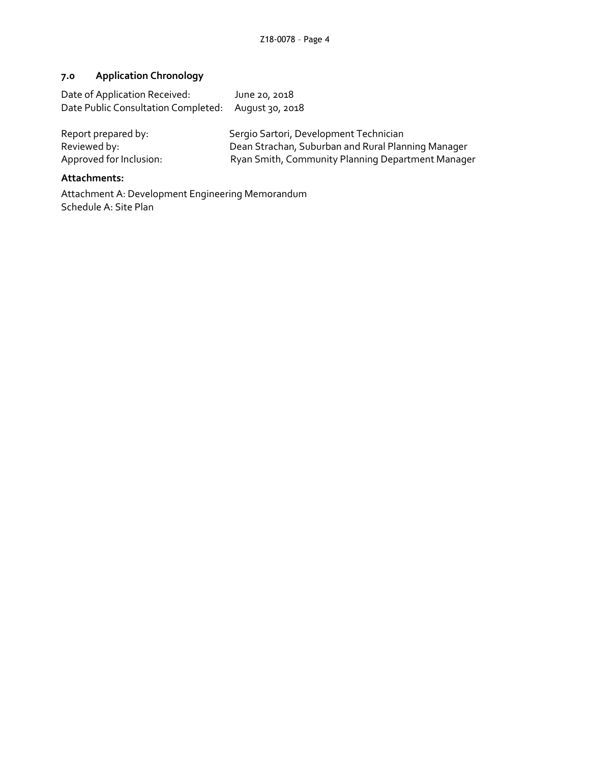## 7.0 Application Chronology

Date of Application Received: June 20, 2018
Date Public Consultation Completed: August 30, 2018

Report prepared by: Sergio Sartori, Development Technician
Reviewed by: Dean Strachan, Suburban and Rural Planning Manager
Approved for Inclusion: Ryan Smith, Community Planning Department Manager

**Attachments:**

Attachment A: Development Engineering Memorandum
Schedule A: Site Plan